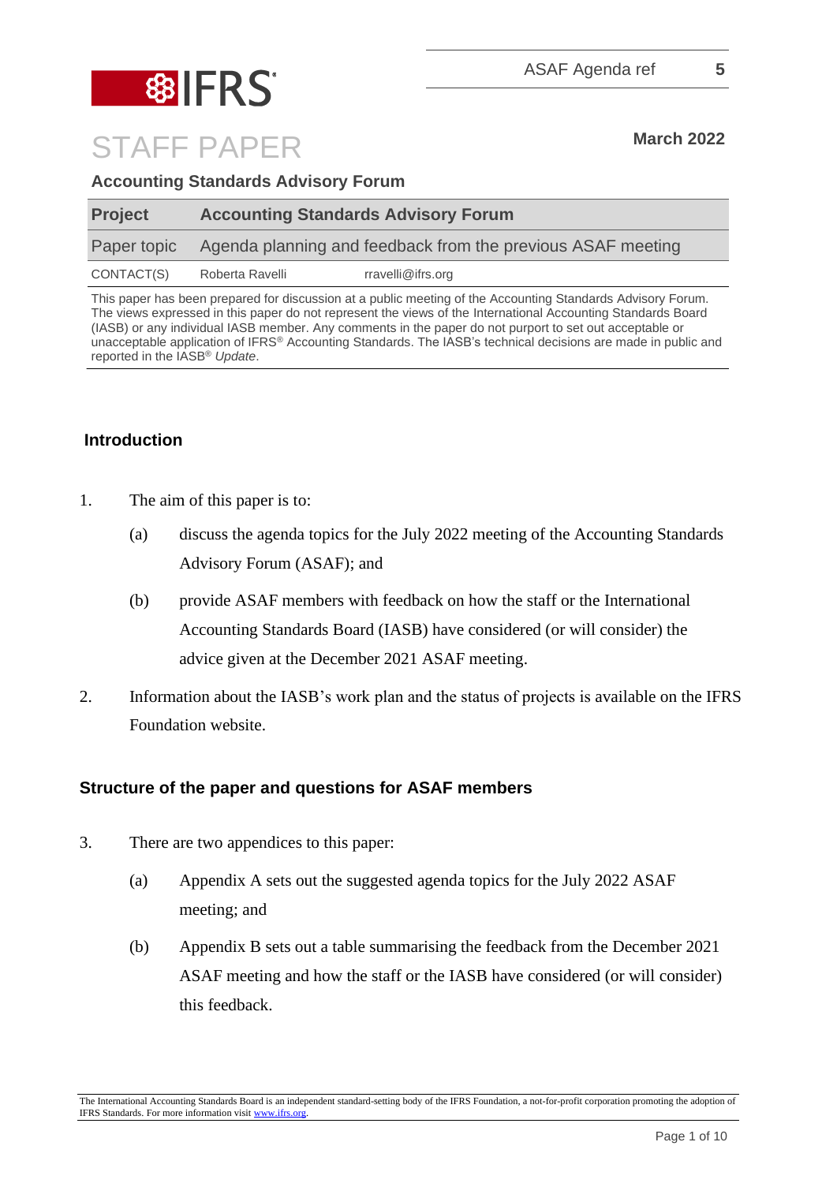ASAF Agenda ref 5

# STAFF PAPER

**March 2022**

**Accounting Standards Advisory Forum**

| **Project** | **Accounting Standards Advisory Forum** |
|---|---|
| Paper topic | Agenda planning and feedback from the previous ASAF meeting |
| CONTACT(S) | Roberta Ravelli rravelli@ifrs.org |

This paper has been prepared for discussion at a public meeting of the Accounting Standards Advisory Forum. The views expressed in this paper do not represent the views of the International Accounting Standards Board (IASB) or any individual IASB member. Any comments in the paper do not purport to set out acceptable or unacceptable application of IFRS® Accounting Standards. The IASB's technical decisions are made in public and reported in the IASB® *Update*.

## Introduction

1. The aim of this paper is to:
   (a) discuss the agenda topics for the July 2022 meeting of the Accounting Standards Advisory Forum (ASAF); and
   (b) provide ASAF members with feedback on how the staff or the International Accounting Standards Board (IASB) have considered (or will consider) the advice given at the December 2021 ASAF meeting.

2. Information about the IASB's work plan and the status of projects is available on the IFRS Foundation website.

## Structure of the paper and questions for ASAF members

3. There are two appendices to this paper:
   (a) Appendix A sets out the suggested agenda topics for the July 2022 ASAF meeting; and
   (b) Appendix B sets out a table summarising the feedback from the December 2021 ASAF meeting and how the staff or the IASB have considered (or will consider) this feedback.

The International Accounting Standards Board is an independent standard-setting body of the IFRS Foundation, a not-for-profit corporation promoting the adoption of IFRS Standards. For more information visit www.ifrs.org.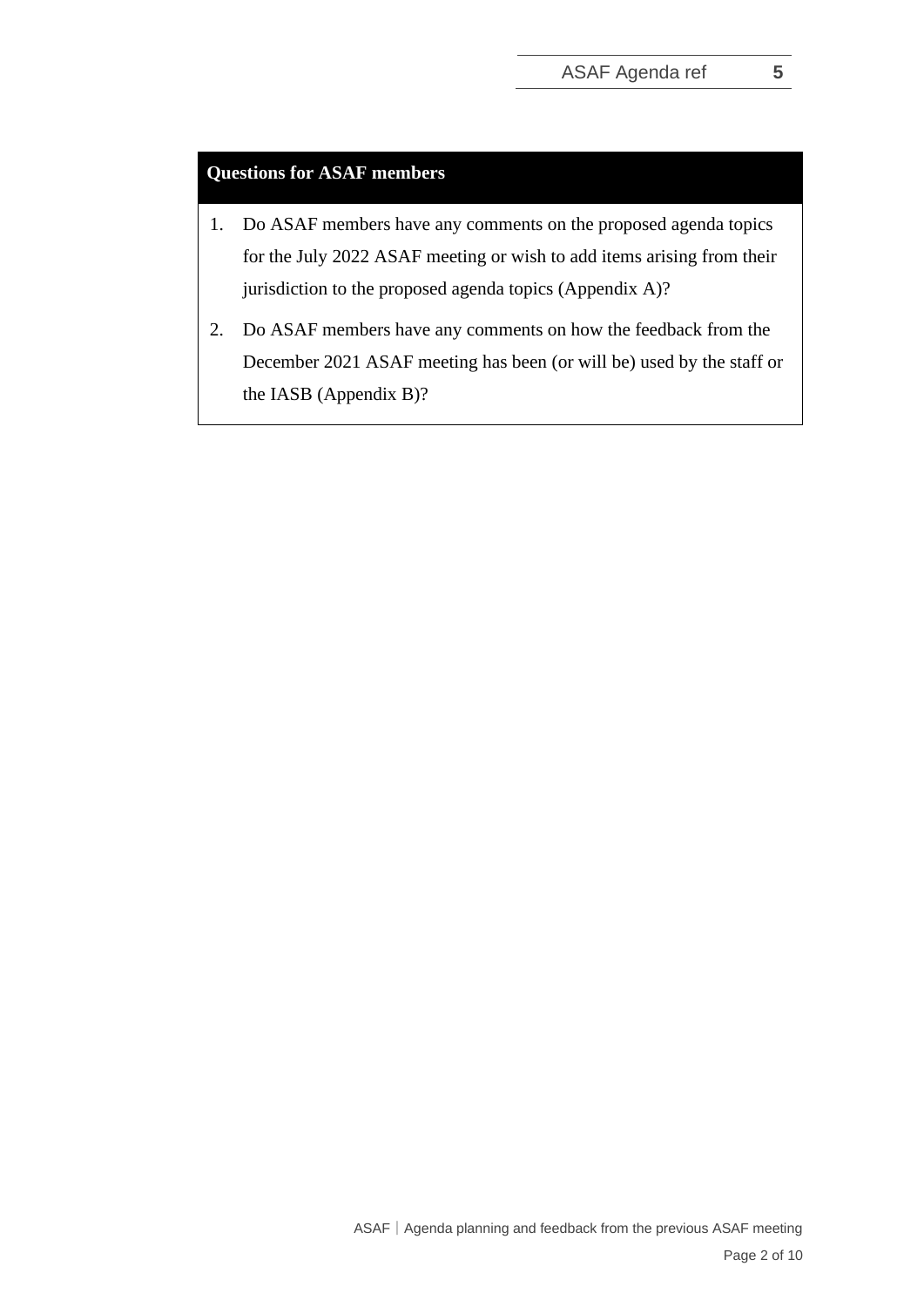**Questions for ASAF members**

1. Do ASAF members have any comments on the proposed agenda topics for the July 2022 ASAF meeting or wish to add items arising from their jurisdiction to the proposed agenda topics (Appendix A)?
2. Do ASAF members have any comments on how the feedback from the December 2021 ASAF meeting has been (or will be) used by the staff or the IASB (Appendix B)?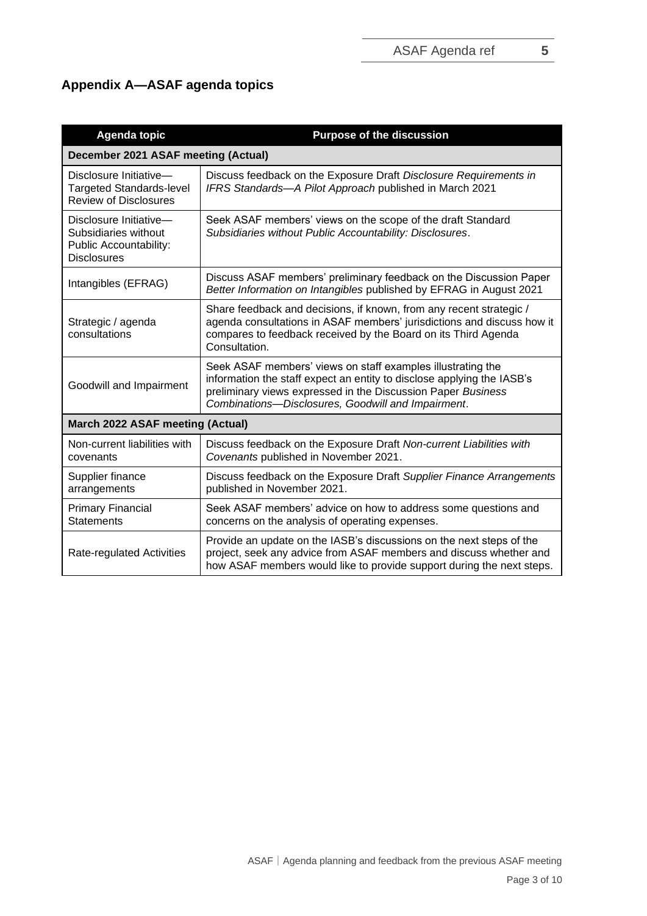## Appendix A—ASAF agenda topics

| Agenda topic | Purpose of the discussion |
|---|---|
| **December 2021 ASAF meeting (Actual)** | |
| Disclosure Initiative—Targeted Standards-level Review of Disclosures | Discuss feedback on the Exposure Draft *Disclosure Requirements in IFRS Standards—A Pilot Approach* published in March 2021 |
| Disclosure Initiative—Subsidiaries without Public Accountability: Disclosures | Seek ASAF members' views on the scope of the draft Standard *Subsidiaries without Public Accountability: Disclosures*. |
| Intangibles (EFRAG) | Discuss ASAF members' preliminary feedback on the Discussion Paper *Better Information on Intangibles* published by EFRAG in August 2021 |
| Strategic / agenda consultations | Share feedback and decisions, if known, from any recent strategic / agenda consultations in ASAF members' jurisdictions and discuss how it compares to feedback received by the Board on its Third Agenda Consultation. |
| Goodwill and Impairment | Seek ASAF members' views on staff examples illustrating the information the staff expect an entity to disclose applying the IASB's preliminary views expressed in the Discussion Paper *Business Combinations—Disclosures, Goodwill and Impairment*. |
| **March 2022 ASAF meeting (Actual)** | |
| Non-current liabilities with covenants | Discuss feedback on the Exposure Draft *Non-current Liabilities with Covenants* published in November 2021. |
| Supplier finance arrangements | Discuss feedback on the Exposure Draft *Supplier Finance Arrangements* published in November 2021. |
| Primary Financial Statements | Seek ASAF members' advice on how to address some questions and concerns on the analysis of operating expenses. |
| Rate-regulated Activities | Provide an update on the IASB's discussions on the next steps of the project, seek any advice from ASAF members and discuss whether and how ASAF members would like to provide support during the next steps. |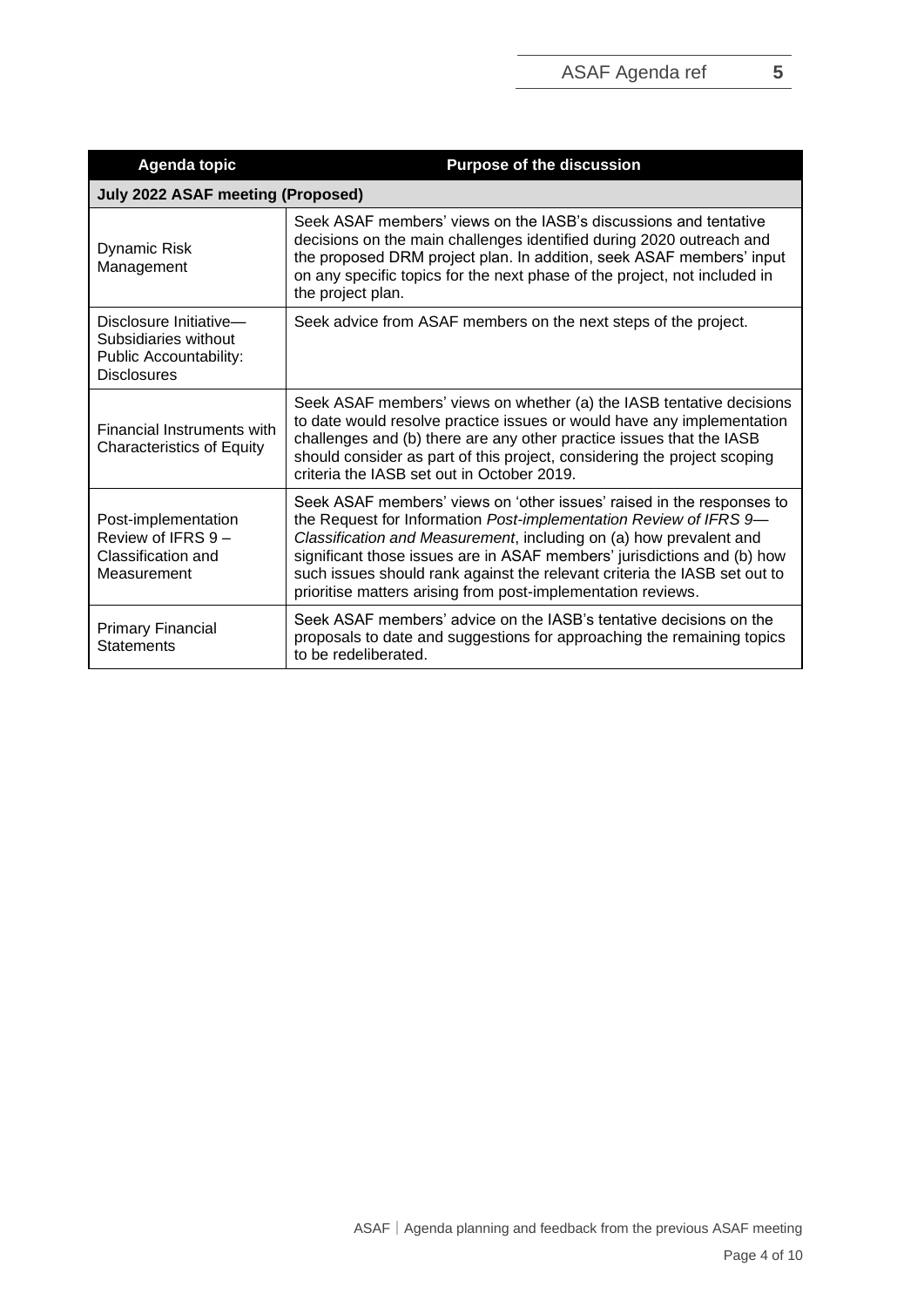| Agenda topic | Purpose of the discussion |
| --- | --- |
| **July 2022 ASAF meeting (Proposed)** | |
| Dynamic Risk Management | Seek ASAF members' views on the IASB's discussions and tentative decisions on the main challenges identified during 2020 outreach and the proposed DRM project plan. In addition, seek ASAF members' input on any specific topics for the next phase of the project, not included in the project plan. |
| Disclosure Initiative—Subsidiaries without Public Accountability: Disclosures | Seek advice from ASAF members on the next steps of the project. |
| Financial Instruments with Characteristics of Equity | Seek ASAF members' views on whether (a) the IASB tentative decisions to date would resolve practice issues or would have any implementation challenges and (b) there are any other practice issues that the IASB should consider as part of this project, considering the project scoping criteria the IASB set out in October 2019. |
| Post-implementation Review of IFRS 9 – Classification and Measurement | Seek ASAF members' views on 'other issues' raised in the responses to the Request for Information *Post-implementation Review of IFRS 9—Classification and Measurement*, including on (a) how prevalent and significant those issues are in ASAF members' jurisdictions and (b) how such issues should rank against the relevant criteria the IASB set out to prioritise matters arising from post-implementation reviews. |
| Primary Financial Statements | Seek ASAF members' advice on the IASB's tentative decisions on the proposals to date and suggestions for approaching the remaining topics to be redeliberated. |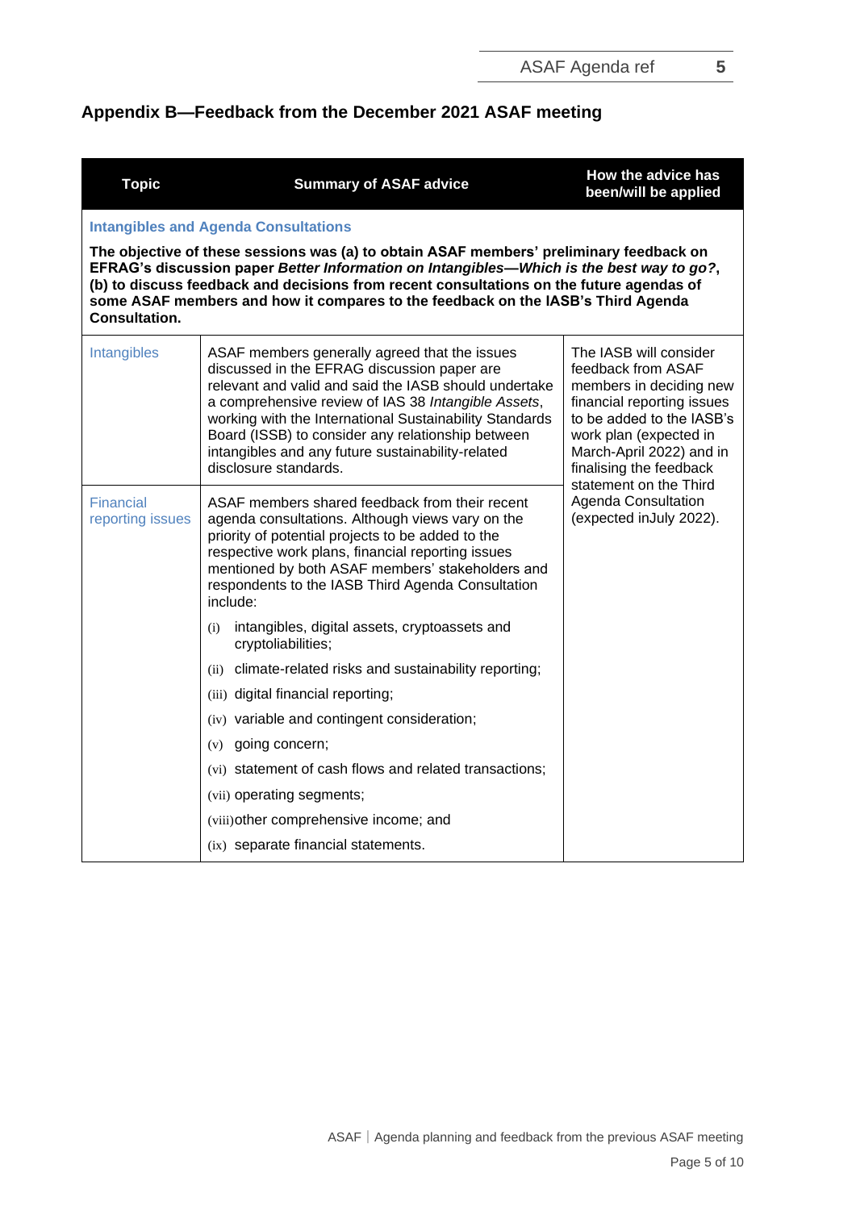## Appendix B—Feedback from the December 2021 ASAF meeting

| Topic | Summary of ASAF advice | How the advice has been/will be applied |
|---|---|---|
| **Intangibles and Agenda Consultations**<br><br>**The objective of these sessions was (a) to obtain ASAF members' preliminary feedback on EFRAG's discussion paper *Better Information on Intangibles—Which is the best way to go?*, (b) to discuss feedback and decisions from recent consultations on the future agendas of some ASAF members and how it compares to the feedback on the IASB's Third Agenda Consultation.** | | |
| Intangibles | ASAF members generally agreed that the issues discussed in the EFRAG discussion paper are relevant and valid and said the IASB should undertake a comprehensive review of IAS 38 *Intangible Assets*, working with the International Sustainability Standards Board (ISSB) to consider any relationship between intangibles and any future sustainability-related disclosure standards. | The IASB will consider feedback from ASAF members in deciding new financial reporting issues to be added to the IASB's work plan (expected in March-April 2022) and in finalising the feedback statement on the Third Agenda Consultation (expected inJuly 2022). |
| Financial reporting issues | ASAF members shared feedback from their recent agenda consultations. Although views vary on the priority of potential projects to be added to the respective work plans, financial reporting issues mentioned by both ASAF members' stakeholders and respondents to the IASB Third Agenda Consultation include:<br>(i) intangibles, digital assets, cryptoassets and cryptoliabilities;<br>(ii) climate-related risks and sustainability reporting;<br>(iii) digital financial reporting;<br>(iv) variable and contingent consideration;<br>(v) going concern;<br>(vi) statement of cash flows and related transactions;<br>(vii) operating segments;<br>(viii) other comprehensive income; and<br>(ix) separate financial statements. | |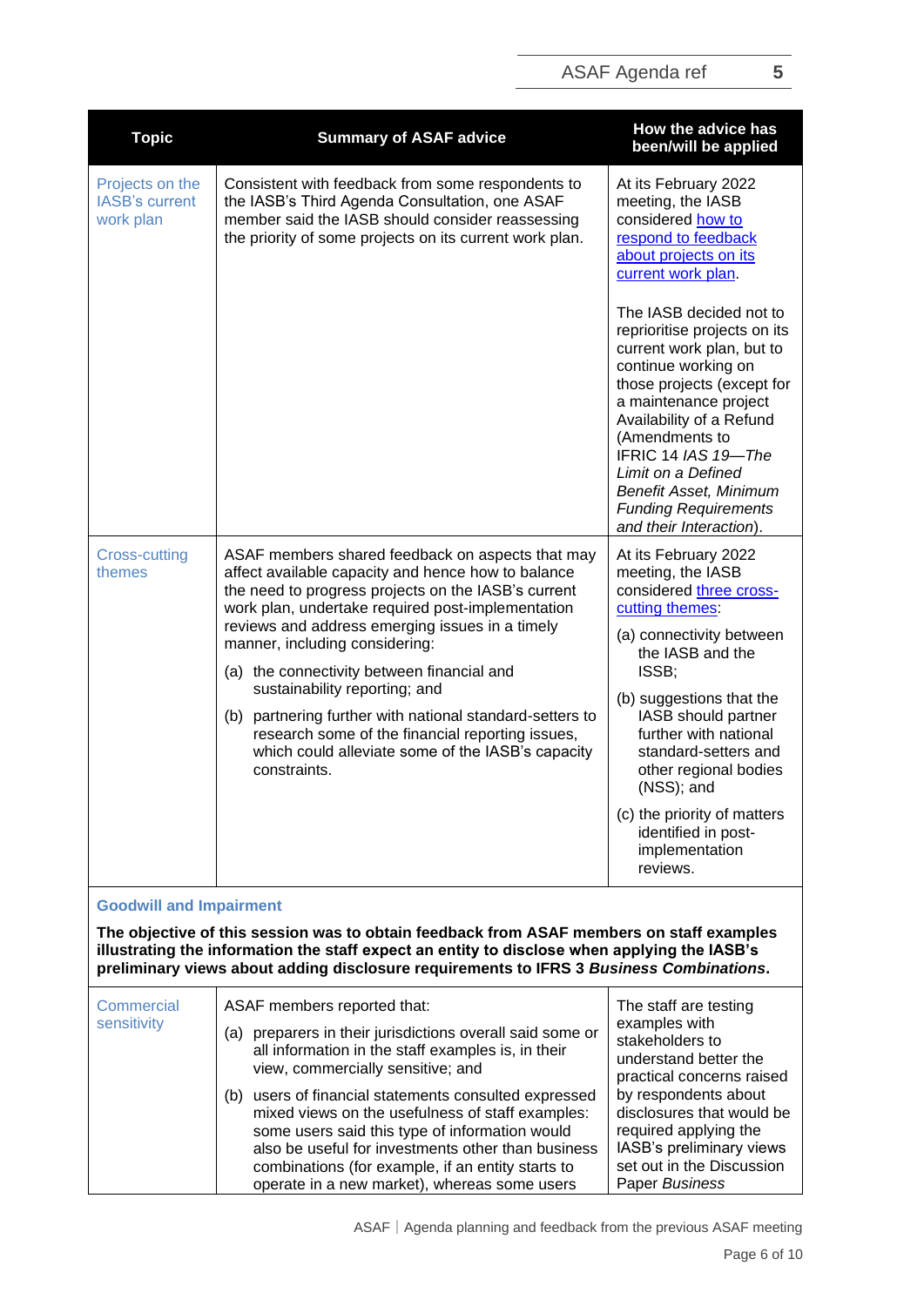| Topic | Summary of ASAF advice | How the advice has been/will be applied |
|---|---|---|
| Projects on the IASB's current work plan | Consistent with feedback from some respondents to the IASB's Third Agenda Consultation, one ASAF member said the IASB should consider reassessing the priority of some projects on its current work plan. | At its February 2022 meeting, the IASB considered [how to respond to feedback about projects on its current work plan](). <br><br> The IASB decided not to reprioritise projects on its current work plan, but to continue working on those projects (except for a maintenance project Availability of a Refund (Amendments to IFRIC 14 *IAS 19—The Limit on a Defined Benefit Asset, Minimum Funding Requirements and their Interaction*). |
| Cross-cutting themes | ASAF members shared feedback on aspects that may affect available capacity and hence how to balance the need to progress projects on the IASB's current work plan, undertake required post-implementation reviews and address emerging issues in a timely manner, including considering: <br> (a) the connectivity between financial and sustainability reporting; and <br> (b) partnering further with national standard-setters to research some of the financial reporting issues, which could alleviate some of the IASB's capacity constraints. | At its February 2022 meeting, the IASB considered [three cross-cutting themes](): <br> (a) connectivity between the IASB and the ISSB; <br> (b) suggestions that the IASB should partner further with national standard-setters and other regional bodies (NSS); and <br> (c) the priority of matters identified in post-implementation reviews. |
| **Goodwill and Impairment** <br> **The objective of this session was to obtain feedback from ASAF members on staff examples illustrating the information the staff expect an entity to disclose when applying the IASB's preliminary views about adding disclosure requirements to IFRS 3 *Business Combinations*.** | | |
| Commercial sensitivity | ASAF members reported that: <br> (a) preparers in their jurisdictions overall said some or all information in the staff examples is, in their view, commercially sensitive; and <br> (b) users of financial statements consulted expressed mixed views on the usefulness of staff examples: some users said this type of information would also be useful for investments other than business combinations (for example, if an entity starts to operate in a new market), whereas some users | The staff are testing examples with stakeholders to understand better the practical concerns raised by respondents about disclosures that would be required applying the IASB's preliminary views set out in the Discussion Paper *Business* |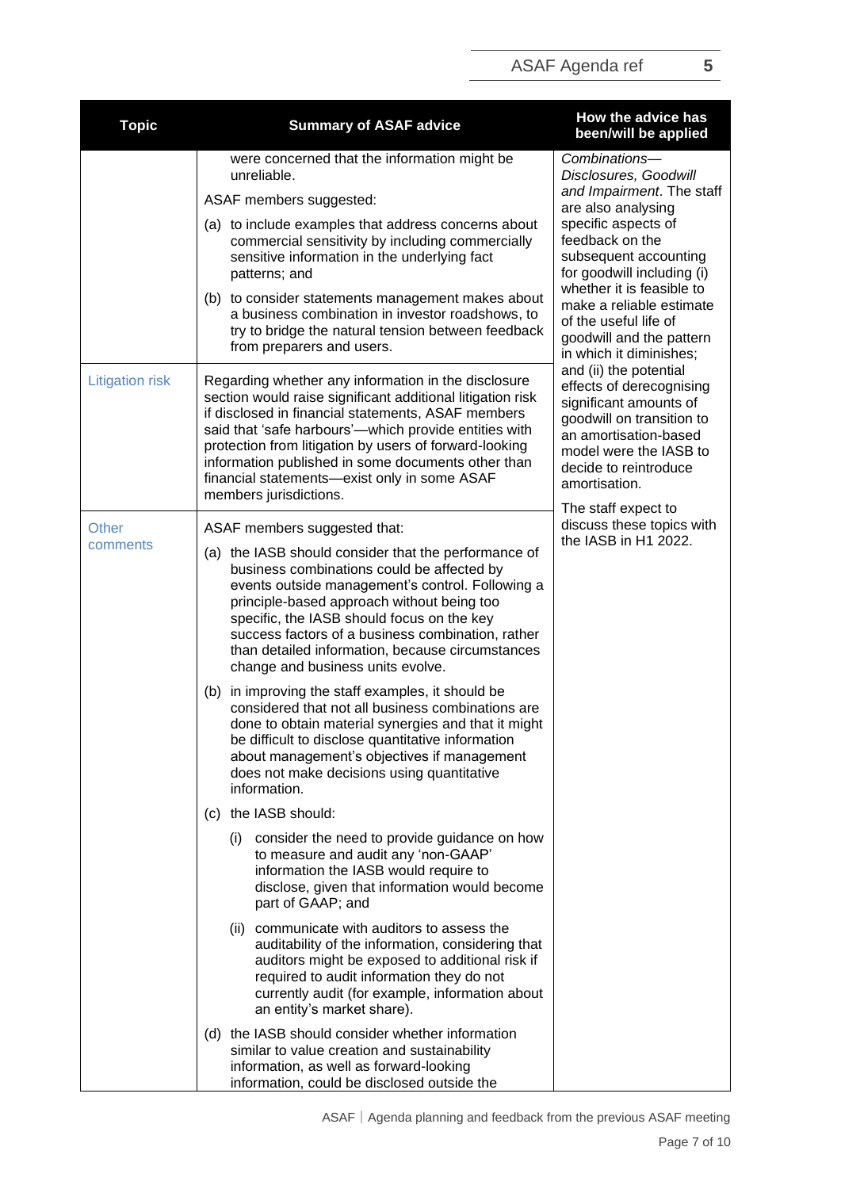| Topic | Summary of ASAF advice | How the advice has been/will be applied |
|---|---|---|
| | were concerned that the information might be unreliable.<br><br>ASAF members suggested:<br><br>(a) to include examples that address concerns about commercial sensitivity by including commercially sensitive information in the underlying fact patterns; and<br><br>(b) to consider statements management makes about a business combination in investor roadshows, to try to bridge the natural tension between feedback from preparers and users. | *Combinations—Disclosures, Goodwill and Impairment*. The staff are also analysing specific aspects of feedback on the subsequent accounting for goodwill including (i) whether it is feasible to make a reliable estimate of the useful life of goodwill and the pattern in which it diminishes; and (ii) the potential effects of derecognising significant amounts of goodwill on transition to an amortisation-based model were the IASB to decide to reintroduce amortisation.<br><br>The staff expect to discuss these topics with the IASB in H1 2022. |
| Litigation risk | Regarding whether any information in the disclosure section would raise significant additional litigation risk if disclosed in financial statements, ASAF members said that 'safe harbours'—which provide entities with protection from litigation by users of forward-looking information published in some documents other than financial statements—exist only in some ASAF members jurisdictions. | |
| Other comments | ASAF members suggested that:<br><br>(a) the IASB should consider that the performance of business combinations could be affected by events outside management's control. Following a principle-based approach without being too specific, the IASB should focus on the key success factors of a business combination, rather than detailed information, because circumstances change and business units evolve.<br><br>(b) in improving the staff examples, it should be considered that not all business combinations are done to obtain material synergies and that it might be difficult to disclose quantitative information about management's objectives if management does not make decisions using quantitative information.<br><br>(c) the IASB should:<br><br>(i) consider the need to provide guidance on how to measure and audit any 'non-GAAP' information the IASB would require to disclose, given that information would become part of GAAP; and<br><br>(ii) communicate with auditors to assess the auditability of the information, considering that auditors might be exposed to additional risk if required to audit information they do not currently audit (for example, information about an entity's market share).<br><br>(d) the IASB should consider whether information similar to value creation and sustainability information, as well as forward-looking information, could be disclosed outside the | |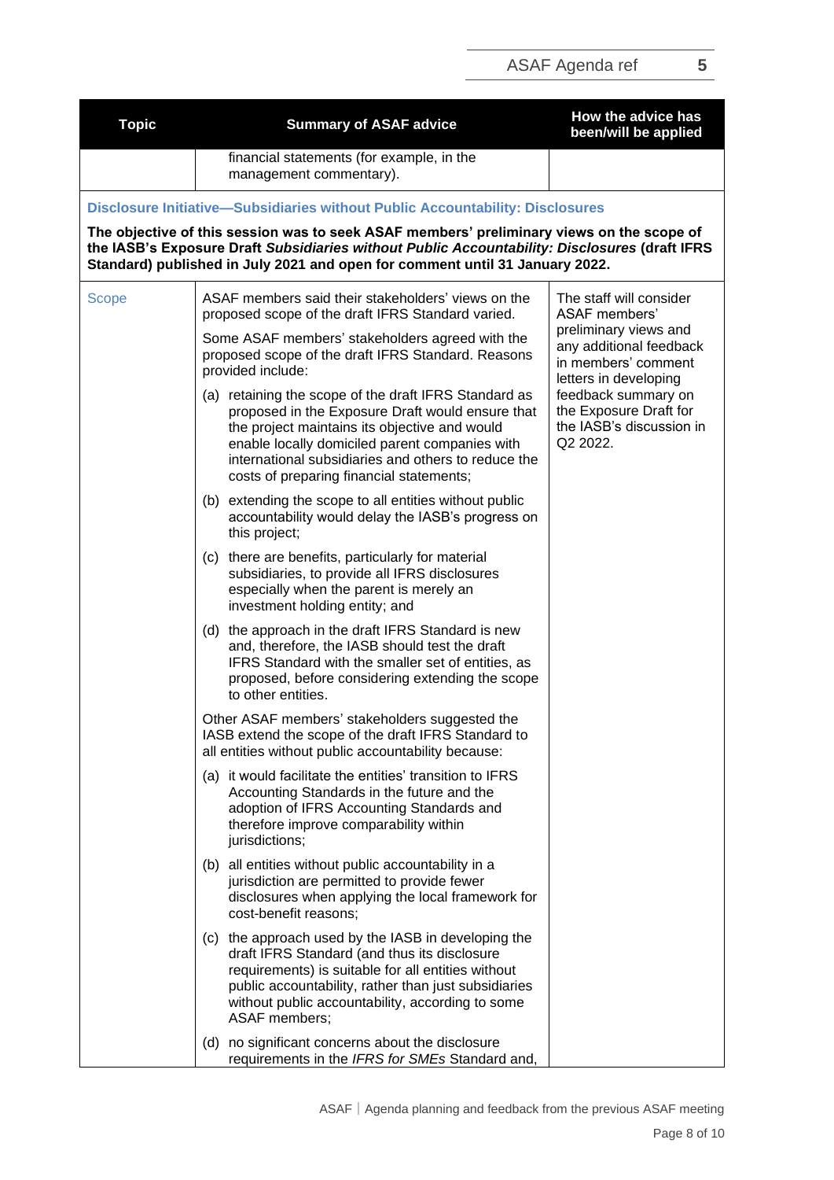| Topic | Summary of ASAF advice | How the advice has been/will be applied |
|---|---|---|
| | financial statements (for example, in the management commentary). | |
| **Disclosure Initiative—Subsidiaries without Public Accountability: Disclosures** | | |
| **The objective of this session was to seek ASAF members' preliminary views on the scope of the IASB's Exposure Draft *Subsidiaries without Public Accountability: Disclosures* (draft IFRS Standard) published in July 2021 and open for comment until 31 January 2022.** | | |
| Scope | ASAF members said their stakeholders' views on the proposed scope of the draft IFRS Standard varied.<br><br>Some ASAF members' stakeholders agreed with the proposed scope of the draft IFRS Standard. Reasons provided include:<br><br>(a) retaining the scope of the draft IFRS Standard as proposed in the Exposure Draft would ensure that the project maintains its objective and would enable locally domiciled parent companies with international subsidiaries and others to reduce the costs of preparing financial statements;<br><br>(b) extending the scope to all entities without public accountability would delay the IASB's progress on this project;<br><br>(c) there are benefits, particularly for material subsidiaries, to provide all IFRS disclosures especially when the parent is merely an investment holding entity; and<br><br>(d) the approach in the draft IFRS Standard is new and, therefore, the IASB should test the draft IFRS Standard with the smaller set of entities, as proposed, before considering extending the scope to other entities.<br><br>Other ASAF members' stakeholders suggested the IASB extend the scope of the draft IFRS Standard to all entities without public accountability because:<br><br>(a) it would facilitate the entities' transition to IFRS Accounting Standards in the future and the adoption of IFRS Accounting Standards and therefore improve comparability within jurisdictions;<br><br>(b) all entities without public accountability in a jurisdiction are permitted to provide fewer disclosures when applying the local framework for cost-benefit reasons;<br><br>(c) the approach used by the IASB in developing the draft IFRS Standard (and thus its disclosure requirements) is suitable for all entities without public accountability, rather than just subsidiaries without public accountability, according to some ASAF members;<br><br>(d) no significant concerns about the disclosure requirements in the *IFRS for SMEs* Standard and, | The staff will consider ASAF members' preliminary views and any additional feedback in members' comment letters in developing feedback summary on the Exposure Draft for the IASB's discussion in Q2 2022. |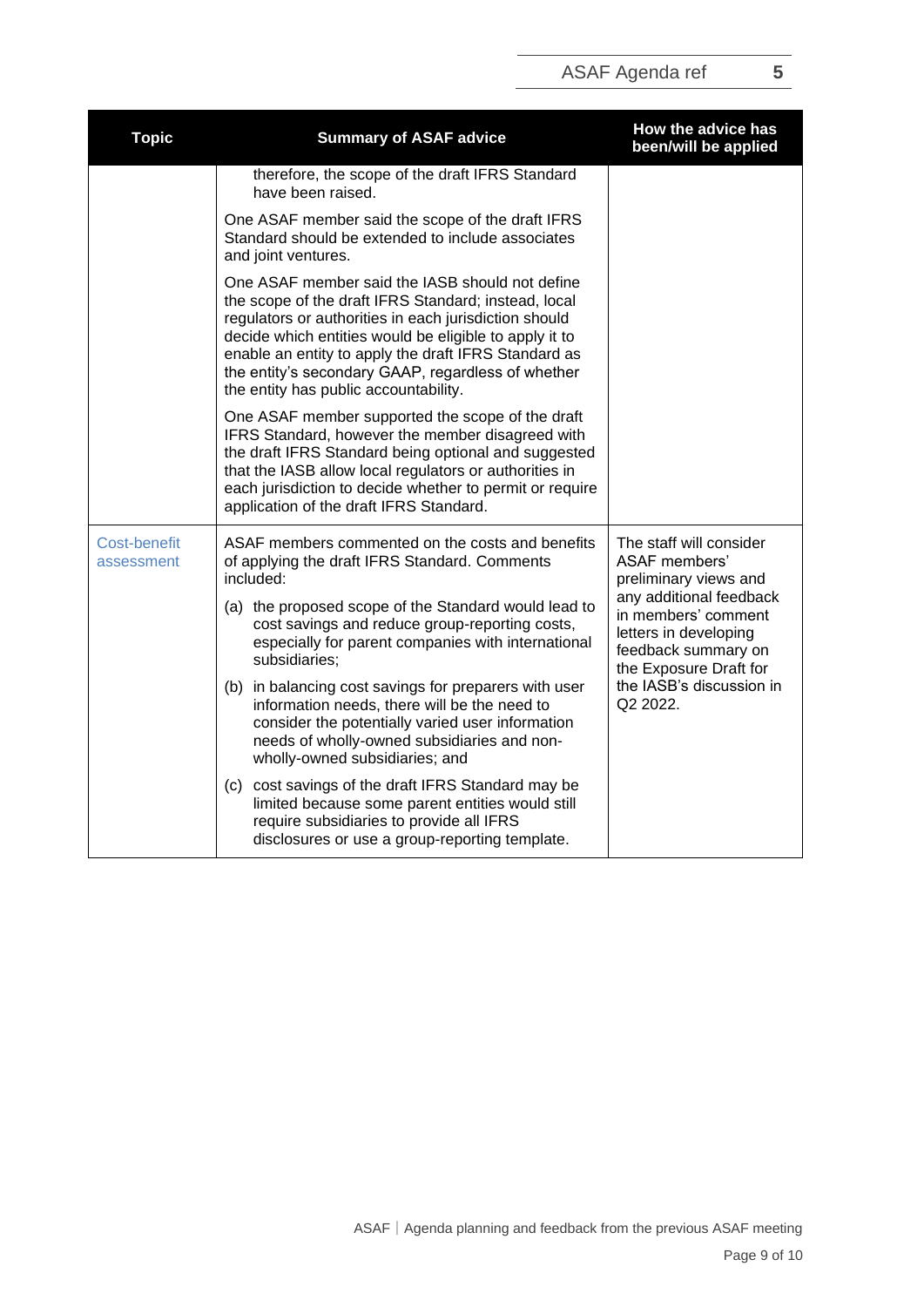| Topic | Summary of ASAF advice | How the advice has been/will be applied |
|---|---|---|
| | therefore, the scope of the draft IFRS Standard have been raised.<br><br>One ASAF member said the scope of the draft IFRS Standard should be extended to include associates and joint ventures.<br><br>One ASAF member said the IASB should not define the scope of the draft IFRS Standard; instead, local regulators or authorities in each jurisdiction should decide which entities would be eligible to apply it to enable an entity to apply the draft IFRS Standard as the entity's secondary GAAP, regardless of whether the entity has public accountability.<br><br>One ASAF member supported the scope of the draft IFRS Standard, however the member disagreed with the draft IFRS Standard being optional and suggested that the IASB allow local regulators or authorities in each jurisdiction to decide whether to permit or require application of the draft IFRS Standard. | |
| Cost-benefit assessment | ASAF members commented on the costs and benefits of applying the draft IFRS Standard. Comments included:<br><br>(a) the proposed scope of the Standard would lead to cost savings and reduce group-reporting costs, especially for parent companies with international subsidiaries;<br><br>(b) in balancing cost savings for preparers with user information needs, there will be the need to consider the potentially varied user information needs of wholly-owned subsidiaries and non-wholly-owned subsidiaries; and<br><br>(c) cost savings of the draft IFRS Standard may be limited because some parent entities would still require subsidiaries to provide all IFRS disclosures or use a group-reporting template. | The staff will consider ASAF members' preliminary views and any additional feedback in members' comment letters in developing feedback summary on the Exposure Draft for the IASB's discussion in Q2 2022. |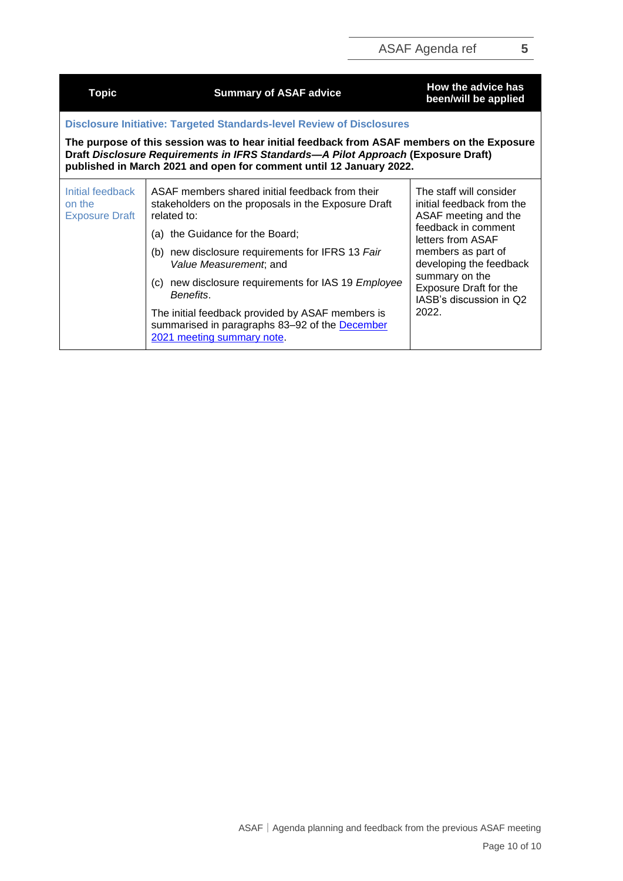| Topic | Summary of ASAF advice | How the advice has been/will be applied |
|---|---|---|
| **Disclosure Initiative: Targeted Standards-level Review of Disclosures** | | |
| **The purpose of this session was to hear initial feedback from ASAF members on the Exposure Draft *Disclosure Requirements in IFRS Standards—A Pilot Approach* (Exposure Draft) published in March 2021 and open for comment until 12 January 2022.** | | |
| Initial feedback on the Exposure Draft | ASAF members shared initial feedback from their stakeholders on the proposals in the Exposure Draft related to:<br>(a) the Guidance for the Board;<br>(b) new disclosure requirements for IFRS 13 *Fair Value Measurement*; and<br>(c) new disclosure requirements for IAS 19 *Employee Benefits*.<br>The initial feedback provided by ASAF members is summarised in paragraphs 83–92 of the December 2021 meeting summary note. | The staff will consider initial feedback from the ASAF meeting and the feedback in comment letters from ASAF members as part of developing the feedback summary on the Exposure Draft for the IASB's discussion in Q2 2022. |